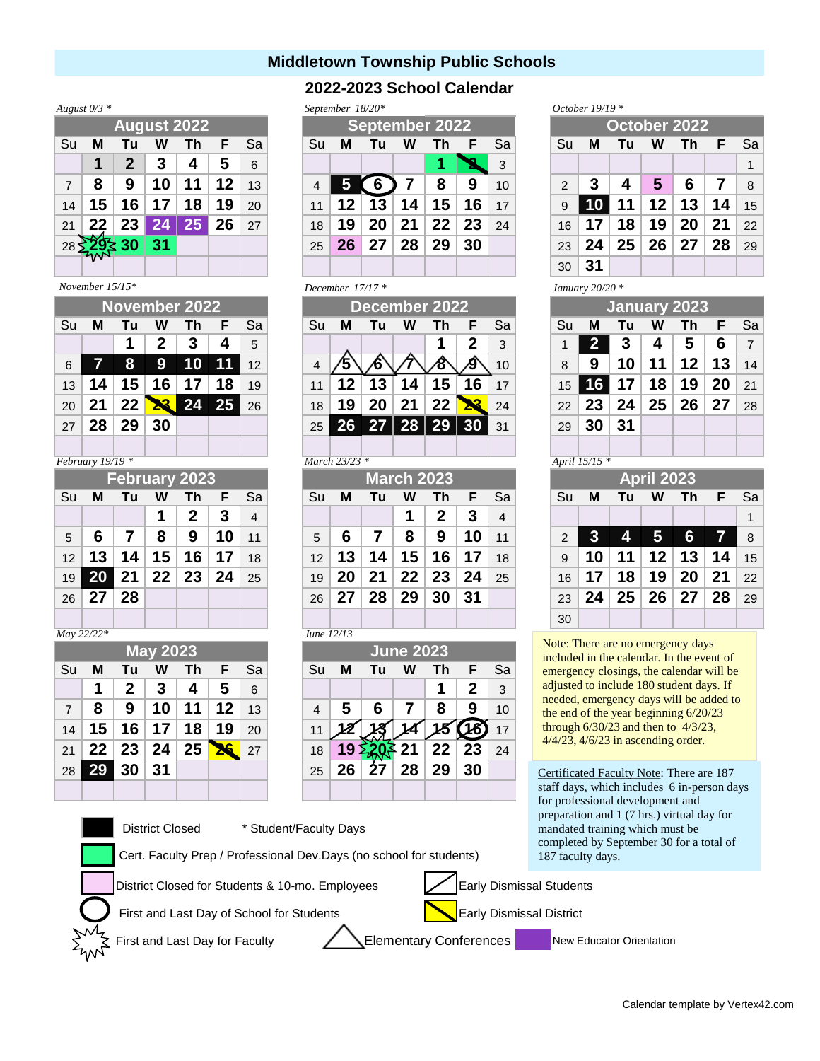# Middletown Township Public Schools

## 2022-2023 School Calendar

*August 0/3 **

**August 2022**

| Su | M | Tu | W | Th | F | Sa |
|---|---|---|---|---|---|---|
| | 1 | 2 | 3 | 4 | 5 | 6 |
| 7 | 8 | 9 | 10 | 11 | 12 | 13 |
| 14 | 15 | 16 | 17 | 18 | 19 | 20 |
| 21 | 22 | 23 | 24 | 25 | 26 | 27 |
| 28 | 29 | 30 | 31 | | | |

*September 18/20**

**September 2022**

| Su | M | Tu | W | Th | F | Sa |
|---|---|---|---|---|---|---|
| | | | | 1 | 2 | 3 |
| 4 | 5 | 6 | 7 | 8 | 9 | 10 |
| 11 | 12 | 13 | 14 | 15 | 16 | 17 |
| 18 | 19 | 20 | 21 | 22 | 23 | 24 |
| 25 | 26 | 27 | 28 | 29 | 30 | |

*October 19/19 **

**October 2022**

| Su | M | Tu | W | Th | F | Sa |
|---|---|---|---|---|---|---|
| | | | | | | 1 |
| 2 | 3 | 4 | 5 | 6 | 7 | 8 |
| 9 | 10 | 11 | 12 | 13 | 14 | 15 |
| 16 | 17 | 18 | 19 | 20 | 21 | 22 |
| 23 | 24 | 25 | 26 | 27 | 28 | 29 |
| 30 | 31 | | | | | |

*November 15/15**

**November 2022**

| Su | M | Tu | W | Th | F | Sa |
|---|---|---|---|---|---|---|
| | | 1 | 2 | 3 | 4 | 5 |
| 6 | 7 | 8 | 9 | 10 | 11 | 12 |
| 13 | 14 | 15 | 16 | 17 | 18 | 19 |
| 20 | 21 | 22 | 23 | 24 | 25 | 26 |
| 27 | 28 | 29 | 30 | | | |

*December 17/17 **

**December 2022**

| Su | M | Tu | W | Th | F | Sa |
|---|---|---|---|---|---|---|
| | | | | 1 | 2 | 3 |
| 4 | 5 | 6 | 7 | 8 | 9 | 10 |
| 11 | 12 | 13 | 14 | 15 | 16 | 17 |
| 18 | 19 | 20 | 21 | 22 | 23 | 24 |
| 25 | 26 | 27 | 28 | 29 | 30 | 31 |

*January 20/20 **

**January 2023**

| Su | M | Tu | W | Th | F | Sa |
|---|---|---|---|---|---|---|
| 1 | 2 | 3 | 4 | 5 | 6 | 7 |
| 8 | 9 | 10 | 11 | 12 | 13 | 14 |
| 15 | 16 | 17 | 18 | 19 | 20 | 21 |
| 22 | 23 | 24 | 25 | 26 | 27 | 28 |
| 29 | 30 | 31 | | | | |

*February 19/19 **

**February 2023**

| Su | M | Tu | W | Th | F | Sa |
|---|---|---|---|---|---|---|
| | | | 1 | 2 | 3 | 4 |
| 5 | 6 | 7 | 8 | 9 | 10 | 11 |
| 12 | 13 | 14 | 15 | 16 | 17 | 18 |
| 19 | 20 | 21 | 22 | 23 | 24 | 25 |
| 26 | 27 | 28 | | | | |

*March 23/23 **

**March 2023**

| Su | M | Tu | W | Th | F | Sa |
|---|---|---|---|---|---|---|
| | | | 1 | 2 | 3 | 4 |
| 5 | 6 | 7 | 8 | 9 | 10 | 11 |
| 12 | 13 | 14 | 15 | 16 | 17 | 18 |
| 19 | 20 | 21 | 22 | 23 | 24 | 25 |
| 26 | 27 | 28 | 29 | 30 | 31 | |

*April 15/15 **

**April 2023**

| Su | M | Tu | W | Th | F | Sa |
|---|---|---|---|---|---|---|
| | | | | | | 1 |
| 2 | 3 | 4 | 5 | 6 | 7 | 8 |
| 9 | 10 | 11 | 12 | 13 | 14 | 15 |
| 16 | 17 | 18 | 19 | 20 | 21 | 22 |
| 23 | 24 | 25 | 26 | 27 | 28 | 29 |
| 30 | | | | | | |

*May 22/22**

**May 2023**

| Su | M | Tu | W | Th | F | Sa |
|---|---|---|---|---|---|---|
| | 1 | 2 | 3 | 4 | 5 | 6 |
| 7 | 8 | 9 | 10 | 11 | 12 | 13 |
| 14 | 15 | 16 | 17 | 18 | 19 | 20 |
| 21 | 22 | 23 | 24 | 25 | 26 | 27 |
| 28 | 29 | 30 | 31 | | | |

*June 12/13*

**June 2023**

| Su | M | Tu | W | Th | F | Sa |
|---|---|---|---|---|---|---|
| | | | | 1 | 2 | 3 |
| 4 | 5 | 6 | 7 | 8 | 9 | 10 |
| 11 | 12 | 13 | 14 | 15 | 16 | 17 |
| 18 | 19 | 20 | 21 | 22 | 23 | 24 |
| 25 | 26 | 27 | 28 | 29 | 30 | |

Note: There are no emergency days included in the calendar. In the event of emergency closings, the calendar will be adjusted to include 180 student days. If needed, emergency days will be added to the end of the year beginning 6/20/23 through 6/30/23 and then to 4/3/23, 4/4/23, 4/6/23 in ascending order.

Certificated Faculty Note: There are 187 staff days, which includes 6 in-person days for professional development and preparation and 1 (7 hrs.) virtual day for mandated training which must be completed by September 30 for a total of 187 faculty days.

**Legend:**

- District Closed
- \* Student/Faculty Days
- Cert. Faculty Prep / Professional Dev.Days (no school for students)
- District Closed for Students & 10-mo. Employees
- Early Dismissal Students
- First and Last Day of School for Students
- Early Dismissal District
- First and Last Day for Faculty
- Elementary Conferences
- New Educator Orientation

Calendar template by Vertex42.com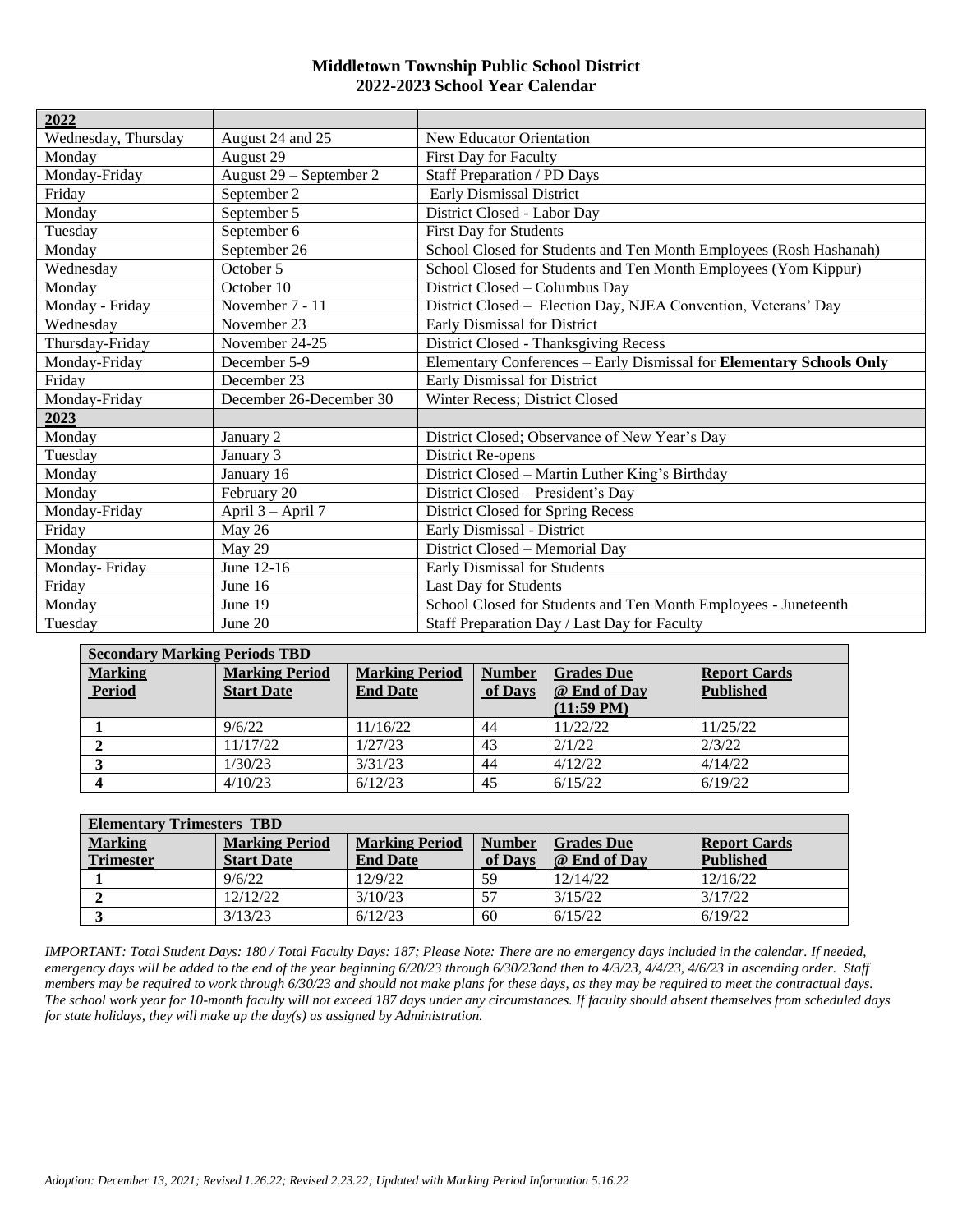**Middletown Township Public School District**
**2022-2023 School Year Calendar**

| **2022** | | |
|---|---|---|
| Wednesday, Thursday | August 24 and 25 | New Educator Orientation |
| Monday | August 29 | First Day for Faculty |
| Monday-Friday | August 29 – September 2 | Staff Preparation / PD Days |
| Friday | September 2 | Early Dismissal District |
| Monday | September 5 | District Closed - Labor Day |
| Tuesday | September 6 | First Day for Students |
| Monday | September 26 | School Closed for Students and Ten Month Employees (Rosh Hashanah) |
| Wednesday | October 5 | School Closed for Students and Ten Month Employees (Yom Kippur) |
| Monday | October 10 | District Closed – Columbus Day |
| Monday - Friday | November 7 - 11 | District Closed – Election Day, NJEA Convention, Veterans' Day |
| Wednesday | November 23 | Early Dismissal for District |
| Thursday-Friday | November 24-25 | District Closed - Thanksgiving Recess |
| Monday-Friday | December 5-9 | Elementary Conferences – Early Dismissal for **Elementary Schools Only** |
| Friday | December 23 | Early Dismissal for District |
| Monday-Friday | December 26-December 30 | Winter Recess; District Closed |
| **2023** | | |
| Monday | January 2 | District Closed; Observance of New Year's Day |
| Tuesday | January 3 | District Re-opens |
| Monday | January 16 | District Closed – Martin Luther King's Birthday |
| Monday | February 20 | District Closed – President's Day |
| Monday-Friday | April 3 – April 7 | District Closed for Spring Recess |
| Friday | May 26 | Early Dismissal - District |
| Monday | May 29 | District Closed – Memorial Day |
| Monday- Friday | June 12-16 | Early Dismissal for Students |
| Friday | June 16 | Last Day for Students |
| Monday | June 19 | School Closed for Students and Ten Month Employees - Juneteenth |
| Tuesday | June 20 | Staff Preparation Day / Last Day for Faculty |

| **Secondary Marking Periods TBD** | | | | | |
|---|---|---|---|---|---|
| **Marking Period** | **Marking Period Start Date** | **Marking Period End Date** | **Number of Days** | **Grades Due @ End of Day (11:59 PM)** | **Report Cards Published** |
| **1** | 9/6/22 | 11/16/22 | 44 | 11/22/22 | 11/25/22 |
| **2** | 11/17/22 | 1/27/23 | 43 | 2/1/22 | 2/3/22 |
| **3** | 1/30/23 | 3/31/23 | 44 | 4/12/22 | 4/14/22 |
| **4** | 4/10/23 | 6/12/23 | 45 | 6/15/22 | 6/19/22 |

| **Elementary Trimesters TBD** | | | | | |
|---|---|---|---|---|---|
| **Marking Trimester** | **Marking Period Start Date** | **Marking Period End Date** | **Number of Days** | **Grades Due @ End of Day** | **Report Cards Published** |
| **1** | 9/6/22 | 12/9/22 | 59 | 12/14/22 | 12/16/22 |
| **2** | 12/12/22 | 3/10/23 | 57 | 3/15/22 | 3/17/22 |
| **3** | 3/13/23 | 6/12/23 | 60 | 6/15/22 | 6/19/22 |

*IMPORTANT: Total Student Days: 180 / Total Faculty Days: 187; Please Note: There are no emergency days included in the calendar. If needed, emergency days will be added to the end of the year beginning 6/20/23 through 6/30/23and then to 4/3/23, 4/4/23, 4/6/23 in ascending order. Staff members may be required to work through 6/30/23 and should not make plans for these days, as they may be required to meet the contractual days. The school work year for 10-month faculty will not exceed 187 days under any circumstances. If faculty should absent themselves from scheduled days for state holidays, they will make up the day(s) as assigned by Administration.*

*Adoption: December 13, 2021; Revised 1.26.22; Revised 2.23.22; Updated with Marking Period Information 5.16.22*